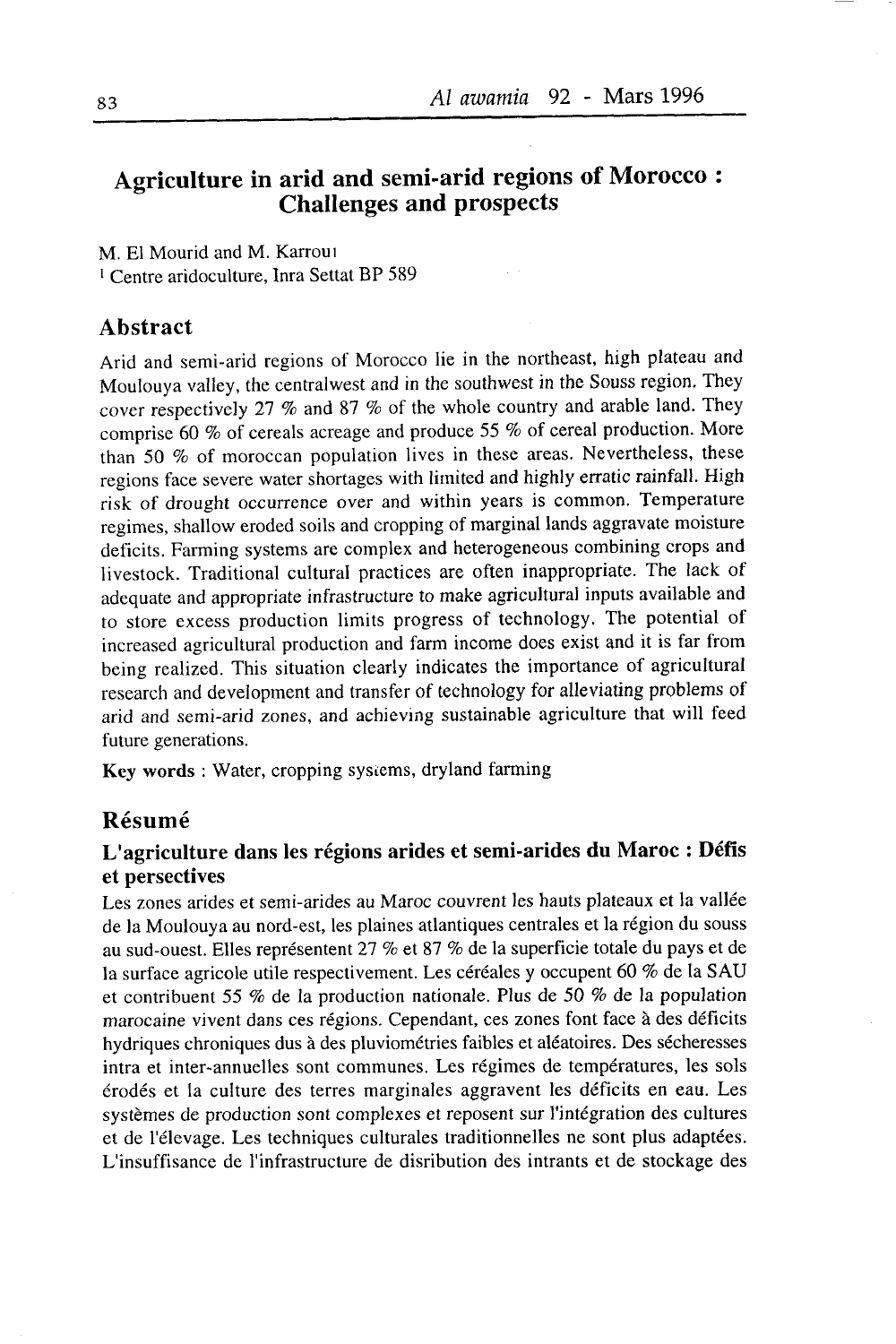# Agriculture in arid and semi-arid regions of Morocco : Challenges and prospects

M. El Mourid and M. Karrou[1]

[1] Centre aridoculture, Inra Settat BP 589

## Abstract

Arid and semi-arid regions of Morocco lie in the northeast, high plateau and Moulouya valley, the centralwest and in the southwest in the Souss region. They cover respectively 27 % and 87 % of the whole country and arable land. They comprise 60 % of cereals acreage and produce 55 % of cereal production. More than 50 % of moroccan population lives in these areas. Nevertheless, these regions face severe water shortages with limited and highly erratic rainfall. High risk of drought occurrence over and within years is common. Temperature regimes, shallow eroded soils and cropping of marginal lands aggravate moisture deficits. Farming systems are complex and heterogeneous combining crops and livestock. Traditional cultural practices are often inappropriate. The lack of adequate and appropriate infrastructure to make agricultural inputs available and to store excess production limits progress of technology. The potential of increased agricultural production and farm income does exist and it is far from being realized. This situation clearly indicates the importance of agricultural research and development and transfer of technology for alleviating problems of arid and semi-arid zones, and achieving sustainable agriculture that will feed future generations.

**Key words** : Water, cropping systems, dryland farming

## Résumé

### L'agriculture dans les régions arides et semi-arides du Maroc : Défis et persectives

Les zones arides et semi-arides au Maroc couvrent les hauts plateaux et la vallée de la Moulouya au nord-est, les plaines atlantiques centrales et la région du souss au sud-ouest. Elles représentent 27 % et 87 % de la superficie totale du pays et de la surface agricole utile respectivement. Les céréales y occupent 60 % de la SAU et contribuent 55 % de la production nationale. Plus de 50 % de la population marocaine vivent dans ces régions. Cependant, ces zones font face à des déficits hydriques chroniques dus à des pluviométries faibles et aléatoires. Des sécheresses intra et inter-annuelles sont communes. Les régimes de températures, les sols érodés et la culture des terres marginales aggravent les déficits en eau. Les systèmes de production sont complexes et reposent sur l'intégration des cultures et de l'élevage. Les techniques culturales traditionnelles ne sont plus adaptées. L'insuffisance de l'infrastructure de disribution des intrants et de stockage des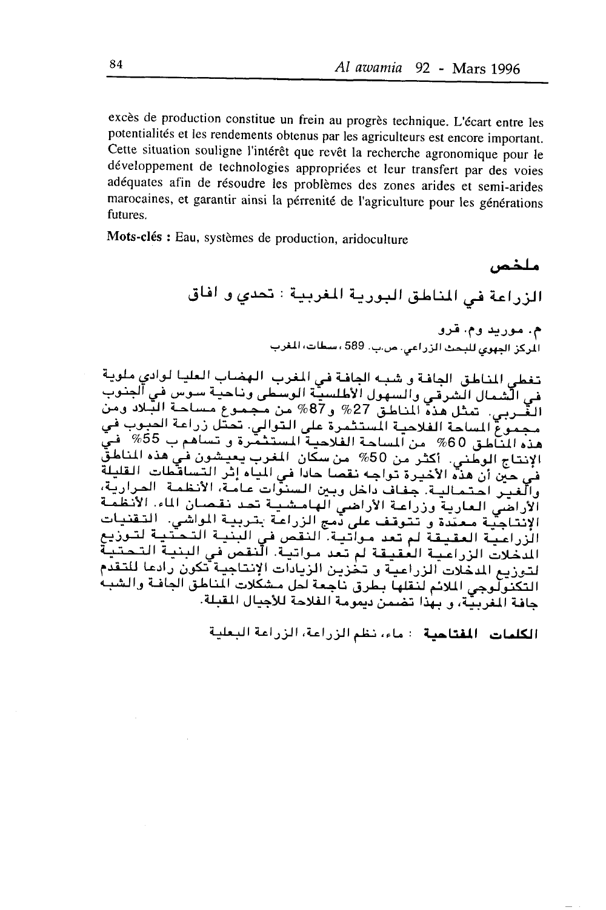excès de production constitue un frein au progrès technique. L'écart entre les potentialités et les rendements obtenus par les agriculteurs est encore important. Cette situation souligne l'intérêt que revêt la recherche agronomique pour le développement de technologies appropriées et leur transfert par des voies adéquates afin de résoudre les problèmes des zones arides et semi-arides marocaines, et garantir ainsi la pérrenité de l'agriculture pour les générations futures.

**Mots-clés :** Eau, systèmes de production, aridoculture

## ملخص

### الزراعة في المناطق البورية المغربية : تحدي و افاق

م. موريد وم. قرو

المركز الجهوي للبحث الزراعي، ص.ب. 589، سطات، المغرب

تغطي المناطق الجافة و شبه الجافة في المغرب الهضاب العليا لوادي ملوية في الشمال الشرقي والسهول الأطلسية الوسطى وناحية سوس في الجنوب الغربي. تمثل هذه المناطق 27% و87% من مجموع مساحة البلاد ومن مجموع المساحة الفلاحية المستثمرة على التوالي. تحتل زراعة الحبوب في هذه المناطق 60% من المساحة الفلاحية المستثمرة و تساهم ب 55% في الإنتاج الوطني. أكثر من 50% من سكان المغرب يعيشون في هذه المناطق في حين أن هذه الأخيرة تواجه نقصا حادا في المياه إثر التساقطات القليلة والغير احتمالية. جفاف داخل وبين السنوات عامة، الأنظمة الحرارية، الأراضي العارية وزراعة الأراضي الهامشية تحد نقصان الماء. الأنظمة الإنتاجية معقدة و تتوقف على دمج الزراعة بتربية المواشي. التقنيات الزراعية العقيقة لم تعد مواتية. النقص في البنية التحتية لتوزيع المدخلات الزراعية العقيقة لم تعد مواتية. النقص في البنية التحتية لتوزيع المدخلات الزراعية و تخزين الزيادات الإنتاجية تكون رادعا للتقدم التكنولوجي الملائم لنقلها بطرق ناجعة لحل مشكلات المناطق الجافة والشبه جافة المغربية، و بهذا تضمن ديمومة الفلاحة للأجيال المقبلة.

**الكلمات المفتاحية** : ماء، نظم الزراعة، الزراعة البعلية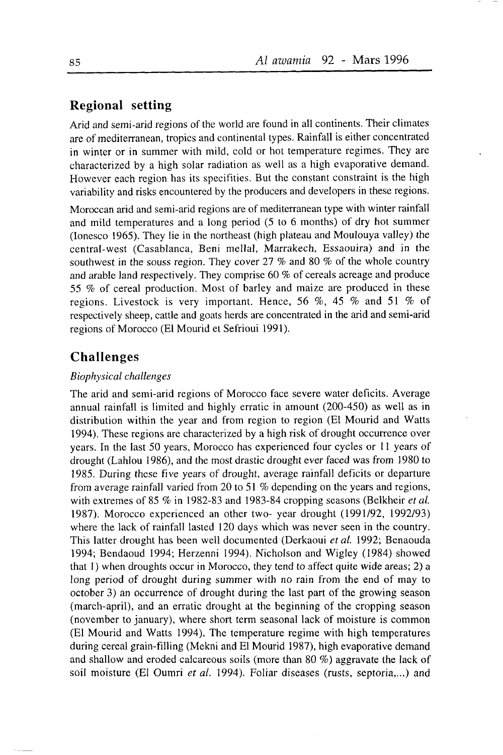## Regional setting

Arid and semi-arid regions of the world are found in all continents. Their climates are of mediterranean, tropics and continental types. Rainfall is either concentrated in winter or in summer with mild, cold or hot temperature regimes. They are characterized by a high solar radiation as well as a high evaporative demand. However each region has its specifities. But the constant constraint is the high variability and risks encountered by the producers and developers in these regions.

Moroccan arid and semi-arid regions are of mediterranean type with winter rainfall and mild temperatures and a long period (5 to 6 months) of dry hot summer (Ionesco 1965). They lie in the northeast (high plateau and Moulouya valley) the central-west (Casablanca, Beni mellal, Marrakech, Essaouira) and in the southwest in the souss region. They cover 27 % and 80 % of the whole country and arable land respectively. They comprise 60 % of cereals acreage and produce 55 % of cereal production. Most of barley and maize are produced in these regions. Livestock is very important. Hence, 56 %, 45 % and 51 % of respectively sheep, cattle and goats herds are concentrated in the arid and semi-arid regions of Morocco (El Mourid et Sefrioui 1991).

## Challenges

*Biophysical challenges*

The arid and semi-arid regions of Morocco face severe water deficits. Average annual rainfall is limited and highly erratic in amount (200-450) as well as in distribution within the year and from region to region (El Mourid and Watts 1994). These regions are characterized by a high risk of drought occurrence over years. In the last 50 years, Morocco has experienced four cycles or 11 years of drought (Lahlou 1986), and the most drastic drought ever faced was from 1980 to 1985. During these five years of drought, average rainfall deficits or departure from average rainfall varied from 20 to 51 % depending on the years and regions, with extremes of 85 % in 1982-83 and 1983-84 cropping seasons (Belkheir *et al.* 1987). Morocco experienced an other two- year drought (1991/92, 1992/93) where the lack of rainfall lasted 120 days which was never seen in the country. This latter drought has been well documented (Derkaoui *et al.* 1992; Benaouda 1994; Bendaoud 1994; Herzenni 1994). Nicholson and Wigley (1984) showed that 1) when droughts occur in Morocco, they tend to affect quite wide areas; 2) a long period of drought during summer with no rain from the end of may to october 3) an occurrence of drought during the last part of the growing season (march-april), and an erratic drought at the beginning of the cropping season (november to january), where short term seasonal lack of moisture is common (El Mourid and Watts 1994). The temperature regime with high temperatures during cereal grain-filling (Mekni and El Mourid 1987), high evaporative demand and shallow and eroded calcareous soils (more than 80 %) aggravate the lack of soil moisture (El Oumri *et al.* 1994). Foliar diseases (rusts, septoria,...) and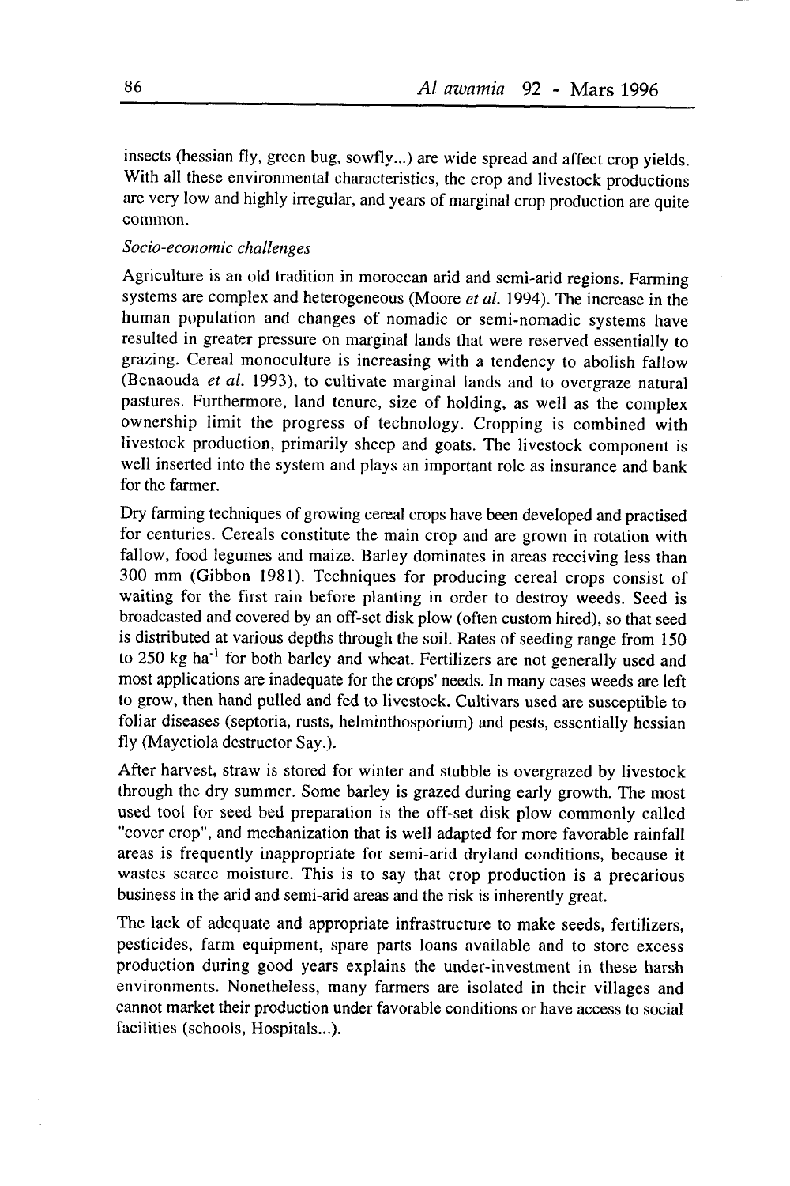insects (hessian fly, green bug, sowfly...) are wide spread and affect crop yields. With all these environmental characteristics, the crop and livestock productions are very low and highly irregular, and years of marginal crop production are quite common.

*Socio-economic challenges*

Agriculture is an old tradition in moroccan arid and semi-arid regions. Farming systems are complex and heterogeneous (Moore *et al.* 1994). The increase in the human population and changes of nomadic or semi-nomadic systems have resulted in greater pressure on marginal lands that were reserved essentially to grazing. Cereal monoculture is increasing with a tendency to abolish fallow (Benaouda *et al.* 1993), to cultivate marginal lands and to overgraze natural pastures. Furthermore, land tenure, size of holding, as well as the complex ownership limit the progress of technology. Cropping is combined with livestock production, primarily sheep and goats. The livestock component is well inserted into the system and plays an important role as insurance and bank for the farmer.

Dry farming techniques of growing cereal crops have been developed and practised for centuries. Cereals constitute the main crop and are grown in rotation with fallow, food legumes and maize. Barley dominates in areas receiving less than 300 mm (Gibbon 1981). Techniques for producing cereal crops consist of waiting for the first rain before planting in order to destroy weeds. Seed is broadcasted and covered by an off-set disk plow (often custom hired), so that seed is distributed at various depths through the soil. Rates of seeding range from 150 to 250 kg $ha^{-1}$ for both barley and wheat. Fertilizers are not generally used and most applications are inadequate for the crops' needs. In many cases weeds are left to grow, then hand pulled and fed to livestock. Cultivars used are susceptible to foliar diseases (septoria, rusts, helminthosporium) and pests, essentially hessian fly (Mayetiola destructor Say.).

After harvest, straw is stored for winter and stubble is overgrazed by livestock through the dry summer. Some barley is grazed during early growth. The most used tool for seed bed preparation is the off-set disk plow commonly called "cover crop", and mechanization that is well adapted for more favorable rainfall areas is frequently inappropriate for semi-arid dryland conditions, because it wastes scarce moisture. This is to say that crop production is a precarious business in the arid and semi-arid areas and the risk is inherently great.

The lack of adequate and appropriate infrastructure to make seeds, fertilizers, pesticides, farm equipment, spare parts loans available and to store excess production during good years explains the under-investment in these harsh environments. Nonetheless, many farmers are isolated in their villages and cannot market their production under favorable conditions or have access to social facilities (schools, Hospitals...).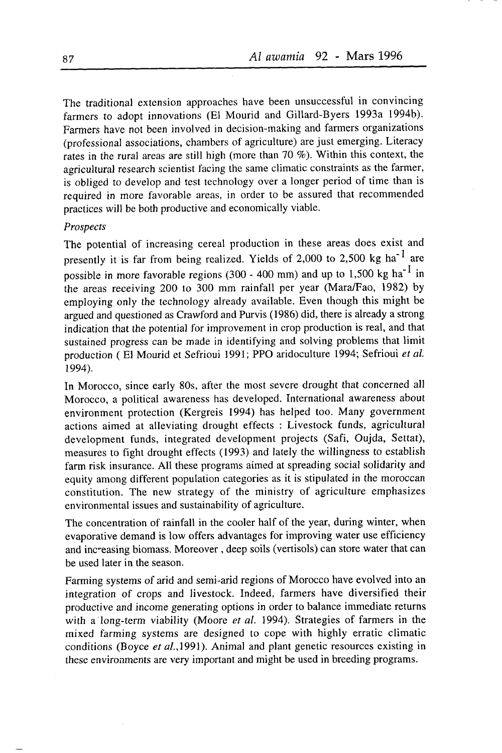The traditional extension approaches have been unsuccessful in convincing farmers to adopt innovations (El Mourid and Gillard-Byers 1993a 1994b). Farmers have not been involved in decision-making and farmers organizations (professional associations, chambers of agriculture) are just emerging. Literacy rates in the rural areas are still high (more than 70 %). Within this context, the agricultural research scientist facing the same climatic constraints as the farmer, is obliged to develop and test technology over a longer period of time than is required in more favorable areas, in order to be assured that recommended practices will be both productive and economically viable.

*Prospects*

The potential of increasing cereal production in these areas does exist and presently it is far from being realized. Yields of 2,000 to 2,500 kg $ha^{-1}$ are possible in more favorable regions (300 - 400 mm) and up to 1,500 kg $ha^{-1}$ in the areas receiving 200 to 300 mm rainfall per year (Mara/Fao, 1982) by employing only the technology already available. Even though this might be argued and questioned as Crawford and Purvis (1986) did, there is already a strong indication that the potential for improvement in crop production is real, and that sustained progress can be made in identifying and solving problems that limit production ( El Mourid et Sefrioui 1991; PPO aridoculture 1994; Sefrioui *et al.* 1994).

In Morocco, since early 80s, after the most severe drought that concerned all Morocco, a political awareness has developed. International awareness about environment protection (Kergreis 1994) has helped too. Many government actions aimed at alleviating drought effects : Livestock funds, agricultural development funds, integrated development projects (Safi, Oujda, Settat), measures to fight drought effects (1993) and lately the willingness to establish farm risk insurance. All these programs aimed at spreading social solidarity and equity among different population categories as it is stipulated in the moroccan constitution. The new strategy of the ministry of agriculture emphasizes environmental issues and sustainability of agriculture.

The concentration of rainfall in the cooler half of the year, during winter, when evaporative demand is low offers advantages for improving water use efficiency and increasing biomass. Moreover , deep soils (vertisols) can store water that can be used later in the season.

Farming systems of arid and semi-arid regions of Morocco have evolved into an integration of crops and livestock. Indeed, farmers have diversified their productive and income generating options in order to balance immediate returns with a long-term viability (Moore *et al.* 1994). Strategies of farmers in the mixed farming systems are designed to cope with highly erratic climatic conditions (Boyce *et al.*,1991). Animal and plant genetic resources existing in these environments are very important and might be used in breeding programs.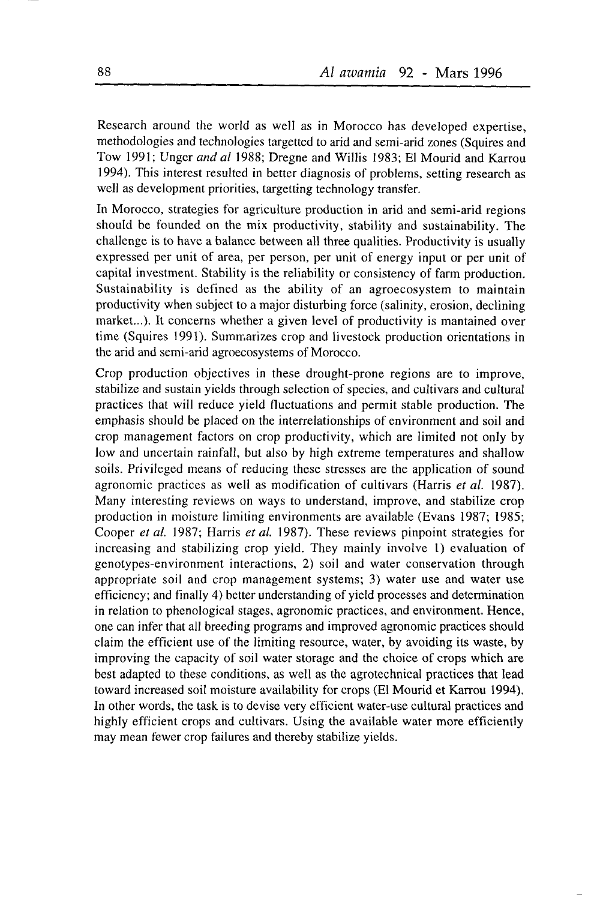Research around the world as well as in Morocco has developed expertise, methodologies and technologies targetted to arid and semi-arid zones (Squires and Tow 1991; Unger *and al* 1988; Dregne and Willis 1983; El Mourid and Karrou 1994). This interest resulted in better diagnosis of problems, setting research as well as development priorities, targetting technology transfer.

In Morocco, strategies for agriculture production in arid and semi-arid regions should be founded on the mix productivity, stability and sustainability. The challenge is to have a balance between all three qualities. Productivity is usually expressed per unit of area, per person, per unit of energy input or per unit of capital investment. Stability is the reliability or consistency of farm production. Sustainability is defined as the ability of an agroecosystem to maintain productivity when subject to a major disturbing force (salinity, erosion, declining market...). It concerns whether a given level of productivity is mantained over time (Squires 1991). Summarizes crop and livestock production orientations in the arid and semi-arid agroecosystems of Morocco.

Crop production objectives in these drought-prone regions are to improve, stabilize and sustain yields through selection of species, and cultivars and cultural practices that will reduce yield fluctuations and permit stable production. The emphasis should be placed on the interrelationships of environment and soil and crop management factors on crop productivity, which are limited not only by low and uncertain rainfall, but also by high extreme temperatures and shallow soils. Privileged means of reducing these stresses are the application of sound agronomic practices as well as modification of cultivars (Harris *et al.* 1987). Many interesting reviews on ways to understand, improve, and stabilize crop production in moisture limiting environments are available (Evans 1987; 1985; Cooper *et al.* 1987; Harris *et al.* 1987). These reviews pinpoint strategies for increasing and stabilizing crop yield. They mainly involve 1) evaluation of genotypes-environment interactions, 2) soil and water conservation through appropriate soil and crop management systems; 3) water use and water use efficiency; and finally 4) better understanding of yield processes and determination in relation to phenological stages, agronomic practices, and environment. Hence, one can infer that all breeding programs and improved agronomic practices should claim the efficient use of the limiting resource, water, by avoiding its waste, by improving the capacity of soil water storage and the choice of crops which are best adapted to these conditions, as well as the agrotechnical practices that lead toward increased soil moisture availability for crops (El Mourid et Karrou 1994). In other words, the task is to devise very efficient water-use cultural practices and highly efficient crops and cultivars. Using the available water more efficiently may mean fewer crop failures and thereby stabilize yields.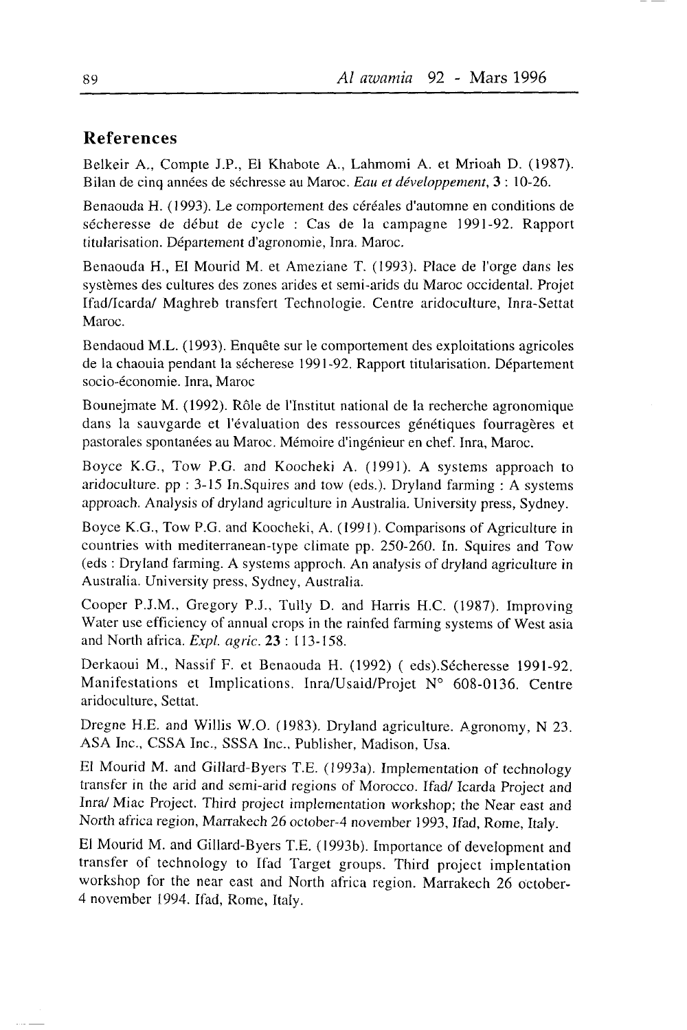## References

Belkeir A., Compte J.P., El Khabote A., Lahmomi A. et Mrioah D. (1987). Bilan de cinq années de séchresse au Maroc. *Eau et développement*, **3** : 10-26.

Benaouda H. (1993). Le comportement des céréales d'automne en conditions de sécheresse de début de cycle : Cas de la campagne 1991-92. Rapport titularisation. Département d'agronomie, Inra. Maroc.

Benaouda H., El Mourid M. et Ameziane T. (1993). Place de l'orge dans les systèmes des cultures des zones arides et semi-arids du Maroc occidental. Projet Ifad/Icarda/ Maghreb transfert Technologie. Centre aridoculture, Inra-Settat Maroc.

Bendaoud M.L. (1993). Enquête sur le comportement des exploitations agricoles de la chaouia pendant la sécherese 1991-92. Rapport titularisation. Département socio-économie. Inra, Maroc

Bounejmate M. (1992). Rôle de l'Institut national de la recherche agronomique dans la sauvgarde et l'évaluation des ressources génétiques fourragères et pastorales spontanées au Maroc. Mémoire d'ingénieur en chef. Inra, Maroc.

Boyce K.G., Tow P.G. and Koocheki A. (1991). A systems approach to aridoculture. pp : 3-15 In.Squires and tow (eds.). Dryland farming : A systems approach. Analysis of dryland agriculture in Australia. University press, Sydney.

Boyce K.G., Tow P.G. and Koocheki, A. (1991). Comparisons of Agriculture in countries with mediterranean-type climate pp. 250-260. In. Squires and Tow (eds : Dryland farming. A systems approch. An analysis of dryland agriculture in Australia. University press, Sydney, Australia.

Cooper P.J.M., Gregory P.J., Tully D. and Harris H.C. (1987). Improving Water use efficiency of annual crops in the rainfed farming systems of West asia and North africa. *Expl. agric.* **23** : 113-158.

Derkaoui M., Nassif F. et Benaouda H. (1992) ( eds).Sécheresse 1991-92. Manifestations et Implications. Inra/Usaid/Projet N° 608-0136. Centre aridoculture, Settat.

Dregne H.E. and Willis W.O. (1983). Dryland agriculture. Agronomy, N 23. ASA Inc., CSSA Inc., SSSA Inc., Publisher, Madison, Usa.

El Mourid M. and Gillard-Byers T.E. (1993a). Implementation of technology transfer in the arid and semi-arid regions of Morocco. Ifad/ Icarda Project and Inra/ Miac Project. Third project implementation workshop; the Near east and North africa region, Marrakech 26 october-4 november 1993, Ifad, Rome, Italy.

El Mourid M. and Gillard-Byers T.E. (1993b). Importance of development and transfer of technology to Ifad Target groups. Third project implentation workshop for the near east and North africa region. Marrakech 26 october-4 november 1994. Ifad, Rome, Italy.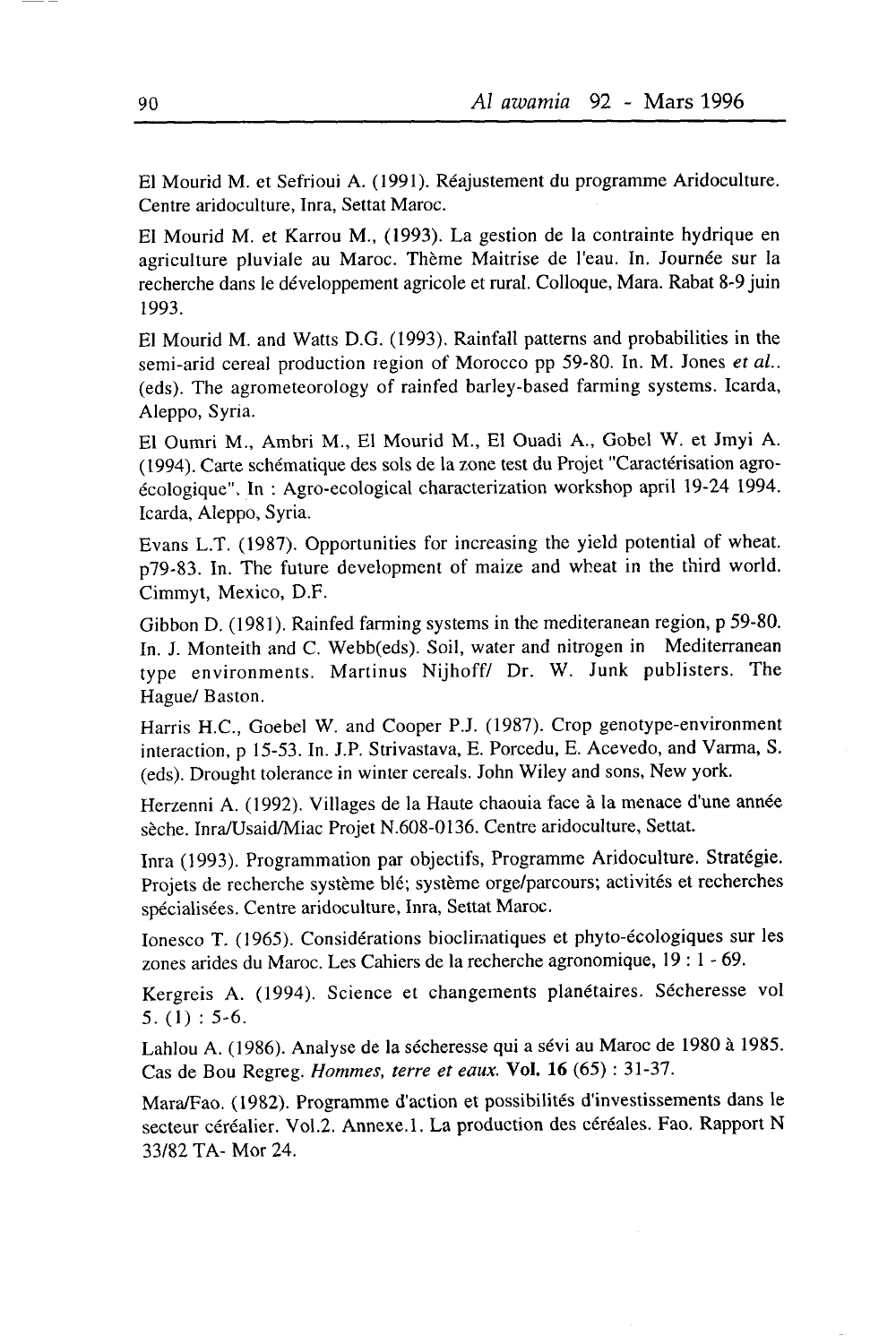El Mourid M. et Sefrioui A. (1991). Réajustement du programme Aridoculture. Centre aridoculture, Inra, Settat Maroc.

El Mourid M. et Karrou M., (1993). La gestion de la contrainte hydrique en agriculture pluviale au Maroc. Thème Maitrise de l'eau. In. Journée sur la recherche dans le développement agricole et rural. Colloque, Mara. Rabat 8-9 juin 1993.

El Mourid M. and Watts D.G. (1993). Rainfall patterns and probabilities in the semi-arid cereal production region of Morocco pp 59-80. In. M. Jones *et al.*. (eds). The agrometeorology of rainfed barley-based farming systems. Icarda, Aleppo, Syria.

El Oumri M., Ambri M., El Mourid M., El Ouadi A., Gobel W. et Jmyi A. (1994). Carte schématique des sols de la zone test du Projet "Caractérisation agro-écologique". In : Agro-ecological characterization workshop april 19-24 1994. Icarda, Aleppo, Syria.

Evans L.T. (1987). Opportunities for increasing the yield potential of wheat. p79-83. In. The future development of maize and wheat in the third world. Cimmyt, Mexico, D.F.

Gibbon D. (1981). Rainfed farming systems in the mediteranean region, p 59-80. In. J. Monteith and C. Webb(eds). Soil, water and nitrogen in Mediterranean type environments. Martinus Nijhoff/ Dr. W. Junk publisters. The Hague/ Baston.

Harris H.C., Goebel W. and Cooper P.J. (1987). Crop genotype-environment interaction, p 15-53. In. J.P. Strivastava, E. Porcedu, E. Acevedo, and Varma, S. (eds). Drought tolerance in winter cereals. John Wiley and sons, New york.

Herzenni A. (1992). Villages de la Haute chaouia face à la menace d'une année sèche. Inra/Usaid/Miac Projet N.608-0136. Centre aridoculture, Settat.

Inra (1993). Programmation par objectifs, Programme Aridoculture. Stratégie. Projets de recherche système blé; système orge/parcours; activités et recherches spécialisées. Centre aridoculture, Inra, Settat Maroc.

Ionesco T. (1965). Considérations bioclimatiques et phyto-écologiques sur les zones arides du Maroc. Les Cahiers de la recherche agronomique, 19 : 1 - 69.

Kergreis A. (1994). Science et changements planétaires. Sécheresse vol 5. (1) : 5-6.

Lahlou A. (1986). Analyse de la sécheresse qui a sévi au Maroc de 1980 à 1985. Cas de Bou Regreg. *Hommes, terre et eaux.* **Vol. 16** (65) : 31-37.

Mara/Fao. (1982). Programme d'action et possibilités d'investissements dans le secteur céréalier. Vol.2. Annexe.1. La production des céréales. Fao. Rapport N 33/82 TA- Mor 24.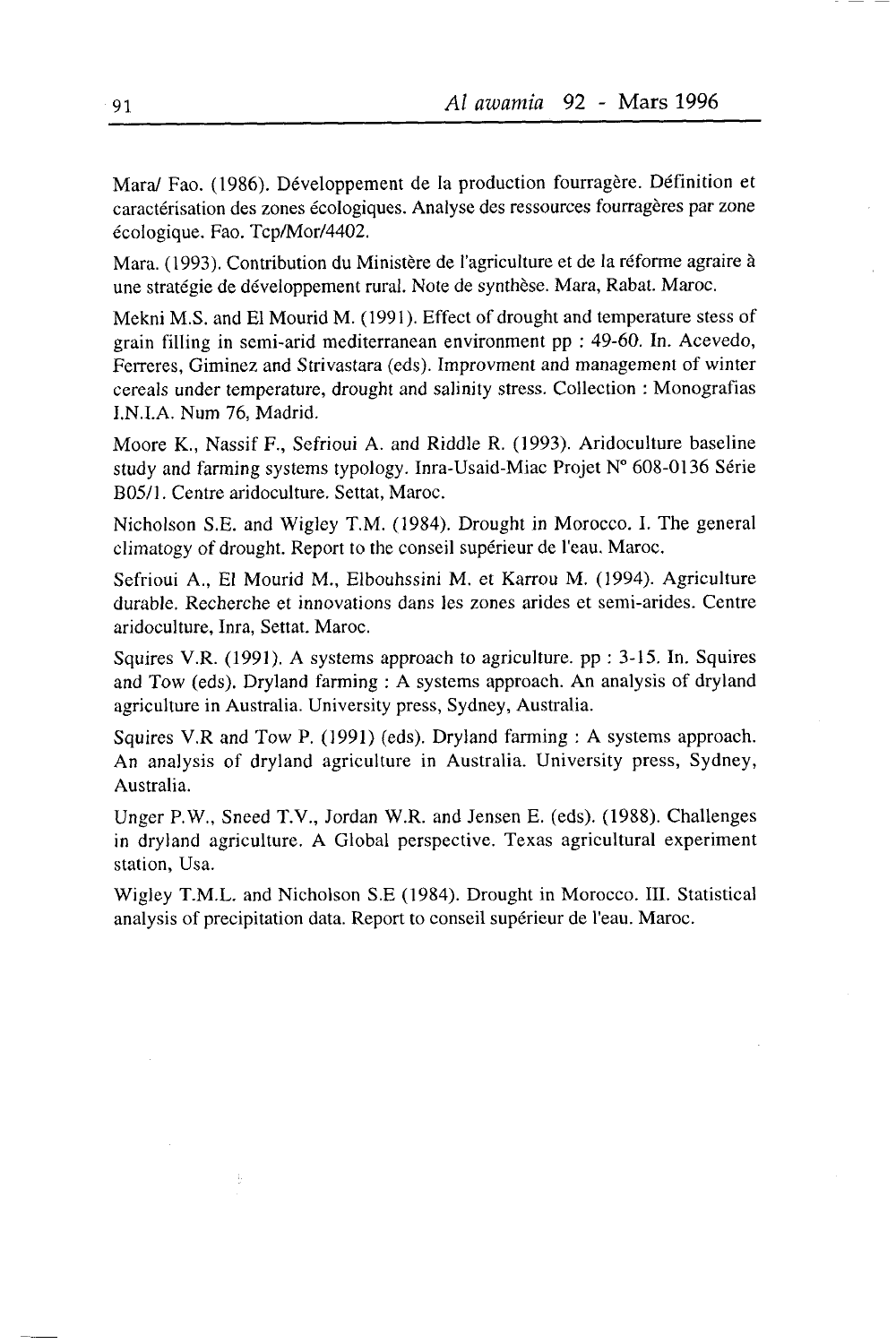Mara/ Fao. (1986). Développement de la production fourragère. Définition et caractérisation des zones écologiques. Analyse des ressources fourragères par zone écologique. Fao. Tcp/Mor/4402.

Mara. (1993). Contribution du Ministère de l'agriculture et de la réforme agraire à une stratégie de développement rural. Note de synthèse. Mara, Rabat. Maroc.

Mekni M.S. and El Mourid M. (1991). Effect of drought and temperature stess of grain filling in semi-arid mediterranean environment pp : 49-60. In. Acevedo, Ferreres, Giminez and Strivastara (eds). Improvment and management of winter cereals under temperature, drought and salinity stress. Collection : Monografias I.N.I.A. Num 76, Madrid.

Moore K., Nassif F., Sefrioui A. and Riddle R. (1993). Aridoculture baseline study and farming systems typology. Inra-Usaid-Miac Projet N° 608-0136 Série B05/1. Centre aridoculture. Settat, Maroc.

Nicholson S.E. and Wigley T.M. (1984). Drought in Morocco. I. The general climatogy of drought. Report to the conseil supérieur de l'eau. Maroc.

Sefrioui A., El Mourid M., Elbouhssini M. et Karrou M. (1994). Agriculture durable. Recherche et innovations dans les zones arides et semi-arides. Centre aridoculture, Inra, Settat. Maroc.

Squires V.R. (1991). A systems approach to agriculture. pp : 3-15. In. Squires and Tow (eds). Dryland farming : A systems approach. An analysis of dryland agriculture in Australia. University press, Sydney, Australia.

Squires V.R and Tow P. (1991) (eds). Dryland farming : A systems approach. An analysis of dryland agriculture in Australia. University press, Sydney, Australia.

Unger P.W., Sneed T.V., Jordan W.R. and Jensen E. (eds). (1988). Challenges in dryland agriculture. A Global perspective. Texas agricultural experiment station, Usa.

Wigley T.M.L. and Nicholson S.E (1984). Drought in Morocco. III. Statistical analysis of precipitation data. Report to conseil supérieur de l'eau. Maroc.